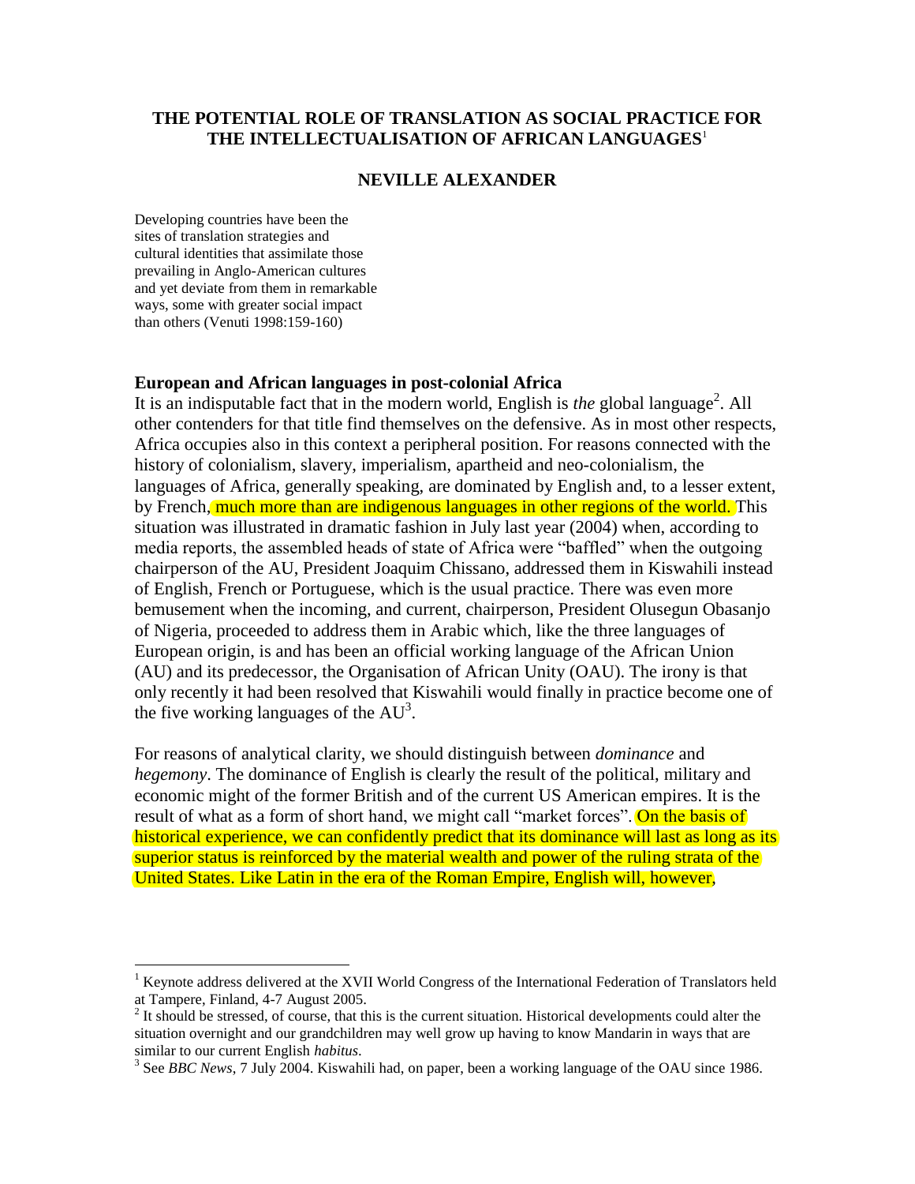# THE POTENTIAL ROLE OF TRANSLATION AS SOCIAL PRACTICE FOR THE INTELLECTUALISATION OF AFRICAN LANGUAGES[1]

## NEVILLE ALEXANDER

> Developing countries have been the sites of translation strategies and cultural identities that assimilate those prevailing in Anglo-American cultures and yet deviate from them in remarkable ways, some with greater social impact than others (Venuti 1998:159-160)

### European and African languages in post-colonial Africa

It is an indisputable fact that in the modern world, English is *the* global language[2]. All other contenders for that title find themselves on the defensive. As in most other respects, Africa occupies also in this context a peripheral position. For reasons connected with the history of colonialism, slavery, imperialism, apartheid and neo-colonialism, the languages of Africa, generally speaking, are dominated by English and, to a lesser extent, by French, much more than are indigenous languages in other regions of the world. This situation was illustrated in dramatic fashion in July last year (2004) when, according to media reports, the assembled heads of state of Africa were "baffled" when the outgoing chairperson of the AU, President Joaquim Chissano, addressed them in Kiswahili instead of English, French or Portuguese, which is the usual practice. There was even more bemusement when the incoming, and current, chairperson, President Olusegun Obasanjo of Nigeria, proceeded to address them in Arabic which, like the three languages of European origin, is and has been an official working language of the African Union (AU) and its predecessor, the Organisation of African Unity (OAU). The irony is that only recently it had been resolved that Kiswahili would finally in practice become one of the five working languages of the AU[3].

For reasons of analytical clarity, we should distinguish between *dominance* and *hegemony*. The dominance of English is clearly the result of the political, military and economic might of the former British and of the current US American empires. It is the result of what as a form of short hand, we might call "market forces". On the basis of historical experience, we can confidently predict that its dominance will last as long as its superior status is reinforced by the material wealth and power of the ruling strata of the United States. Like Latin in the era of the Roman Empire, English will, however,

---

[1] Keynote address delivered at the XVII World Congress of the International Federation of Translators held at Tampere, Finland, 4-7 August 2005.

[2] It should be stressed, of course, that this is the current situation. Historical developments could alter the situation overnight and our grandchildren may well grow up having to know Mandarin in ways that are similar to our current English *habitus*.

[3] See *BBC News*, 7 July 2004. Kiswahili had, on paper, been a working language of the OAU since 1986.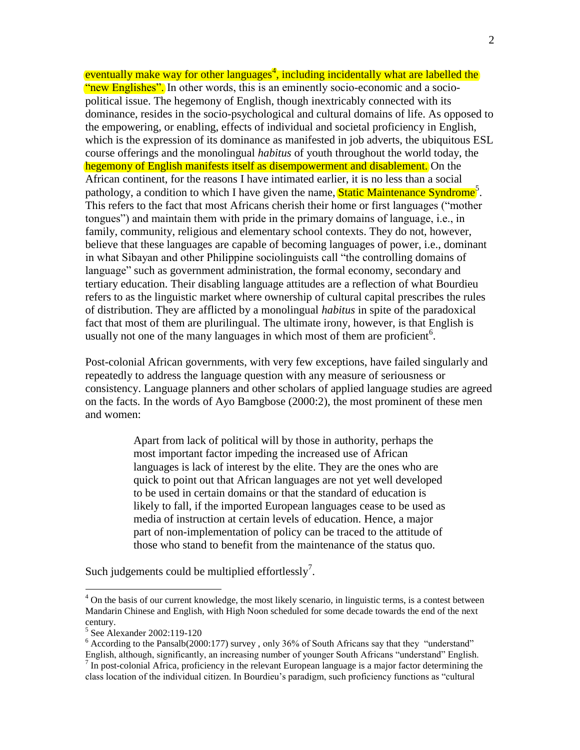eventually make way for other languages[4], including incidentally what are labelled the "new Englishes". In other words, this is an eminently socio-economic and a socio-political issue. The hegemony of English, though inextricably connected with its dominance, resides in the socio-psychological and cultural domains of life. As opposed to the empowering, or enabling, effects of individual and societal proficiency in English, which is the expression of its dominance as manifested in job adverts, the ubiquitous ESL course offerings and the monolingual *habitus* of youth throughout the world today, the hegemony of English manifests itself as disempowerment and disablement. On the African continent, for the reasons I have intimated earlier, it is no less than a social pathology, a condition to which I have given the name, Static Maintenance Syndrome[5]. This refers to the fact that most Africans cherish their home or first languages ("mother tongues") and maintain them with pride in the primary domains of language, i.e., in family, community, religious and elementary school contexts. They do not, however, believe that these languages are capable of becoming languages of power, i.e., dominant in what Sibayan and other Philippine sociolinguists call "the controlling domains of language" such as government administration, the formal economy, secondary and tertiary education. Their disabling language attitudes are a reflection of what Bourdieu refers to as the linguistic market where ownership of cultural capital prescribes the rules of distribution. They are afflicted by a monolingual *habitus* in spite of the paradoxical fact that most of them are plurilingual. The ultimate irony, however, is that English is usually not one of the many languages in which most of them are proficient[6].

Post-colonial African governments, with very few exceptions, have failed singularly and repeatedly to address the language question with any measure of seriousness or consistency. Language planners and other scholars of applied language studies are agreed on the facts. In the words of Ayo Bamgbose (2000:2), the most prominent of these men and women:

> Apart from lack of political will by those in authority, perhaps the most important factor impeding the increased use of African languages is lack of interest by the elite. They are the ones who are quick to point out that African languages are not yet well developed to be used in certain domains or that the standard of education is likely to fall, if the imported European languages cease to be used as media of instruction at certain levels of education. Hence, a major part of non-implementation of policy can be traced to the attitude of those who stand to benefit from the maintenance of the status quo.

Such judgements could be multiplied effortlessly[7].

---

[4] On the basis of our current knowledge, the most likely scenario, in linguistic terms, is a contest between Mandarin Chinese and English, with High Noon scheduled for some decade towards the end of the next century.

[5] See Alexander 2002:119-120

[6] According to the Pansalb(2000:177) survey , only 36% of South Africans say that they "understand" English, although, significantly, an increasing number of younger South Africans "understand" English.

[7] In post-colonial Africa, proficiency in the relevant European language is a major factor determining the class location of the individual citizen. In Bourdieu's paradigm, such proficiency functions as "cultural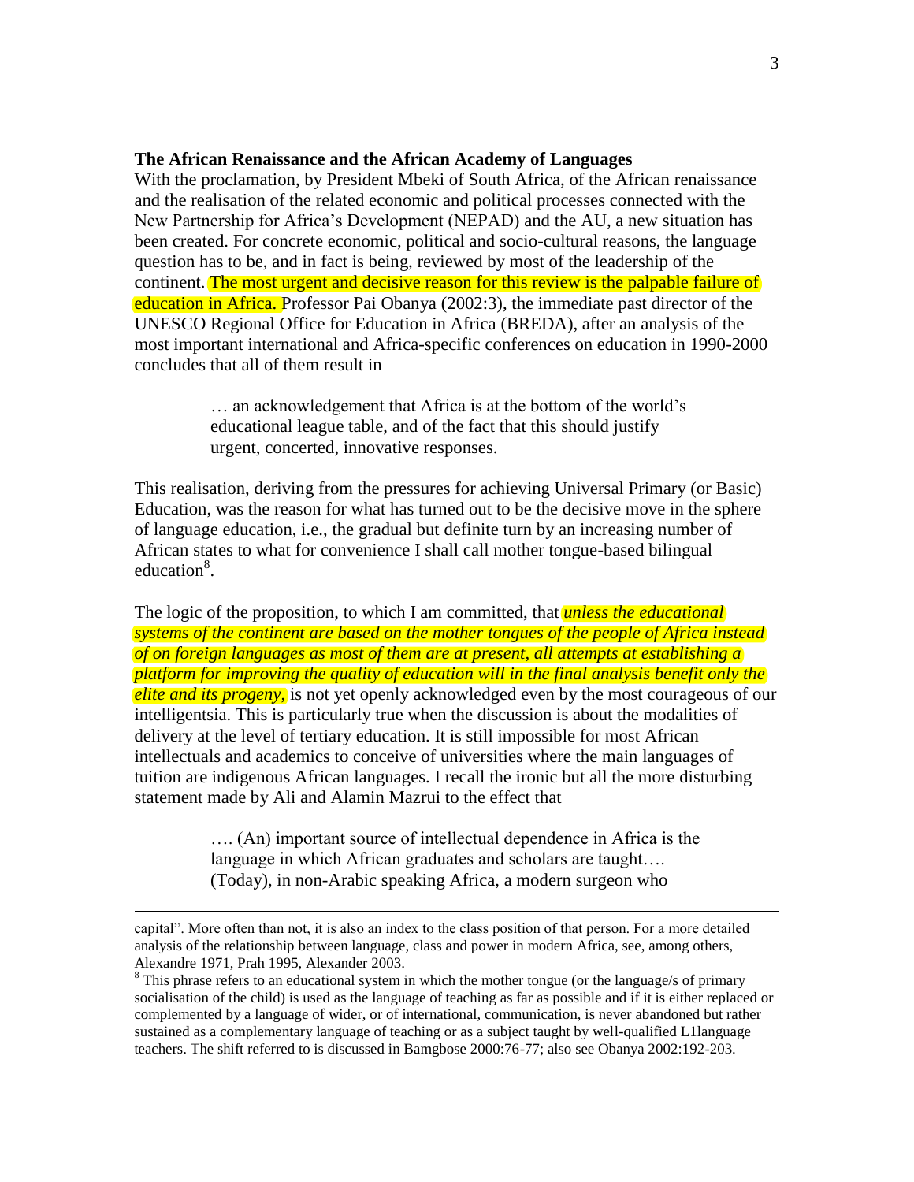### The African Renaissance and the African Academy of Languages

With the proclamation, by President Mbeki of South Africa, of the African renaissance and the realisation of the related economic and political processes connected with the New Partnership for Africa's Development (NEPAD) and the AU, a new situation has been created. For concrete economic, political and socio-cultural reasons, the language question has to be, and in fact is being, reviewed by most of the leadership of the continent. The most urgent and decisive reason for this review is the palpable failure of education in Africa. Professor Pai Obanya (2002:3), the immediate past director of the UNESCO Regional Office for Education in Africa (BREDA), after an analysis of the most important international and Africa-specific conferences on education in 1990-2000 concludes that all of them result in

> … an acknowledgement that Africa is at the bottom of the world's educational league table, and of the fact that this should justify urgent, concerted, innovative responses.

This realisation, deriving from the pressures for achieving Universal Primary (or Basic) Education, was the reason for what has turned out to be the decisive move in the sphere of language education, i.e., the gradual but definite turn by an increasing number of African states to what for convenience I shall call mother tongue-based bilingual education[8].

The logic of the proposition, to which I am committed, that ***unless the educational systems of the continent are based on the mother tongues of the people of Africa instead of on foreign languages as most of them are at present, all attempts at establishing a platform for improving the quality of education will in the final analysis benefit only the elite and its progeny***, is not yet openly acknowledged even by the most courageous of our intelligentsia. This is particularly true when the discussion is about the modalities of delivery at the level of tertiary education. It is still impossible for most African intellectuals and academics to conceive of universities where the main languages of tuition are indigenous African languages. I recall the ironic but all the more disturbing statement made by Ali and Alamin Mazrui to the effect that

> …. (An) important source of intellectual dependence in Africa is the language in which African graduates and scholars are taught…. (Today), in non-Arabic speaking Africa, a modern surgeon who

---

capital". More often than not, it is also an index to the class position of that person. For a more detailed analysis of the relationship between language, class and power in modern Africa, see, among others, Alexandre 1971, Prah 1995, Alexander 2003.

[8] This phrase refers to an educational system in which the mother tongue (or the language/s of primary socialisation of the child) is used as the language of teaching as far as possible and if it is either replaced or complemented by a language of wider, or of international, communication, is never abandoned but rather sustained as a complementary language of teaching or as a subject taught by well-qualified L1language teachers. The shift referred to is discussed in Bamgbose 2000:76-77; also see Obanya 2002:192-203.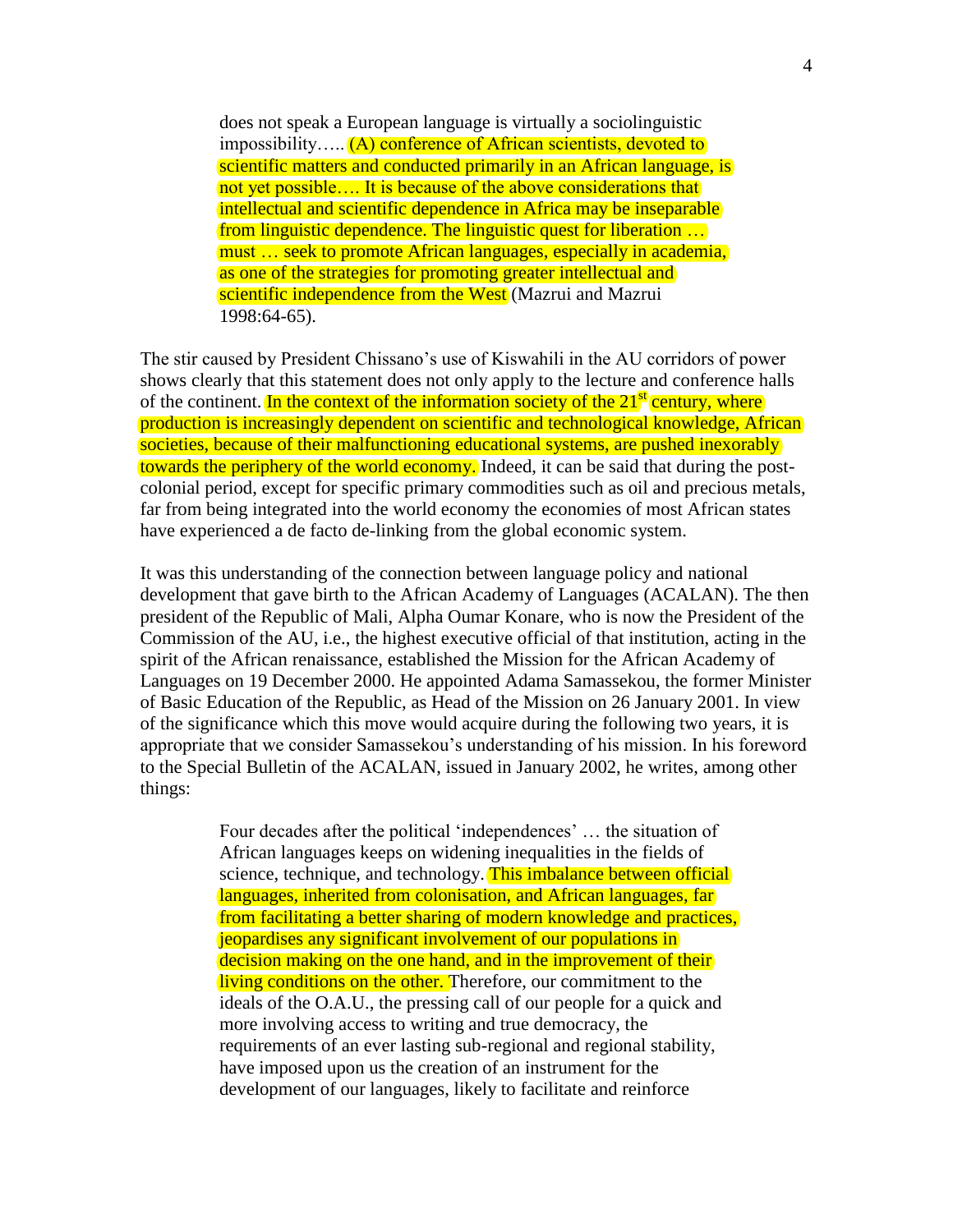> does not speak a European language is virtually a sociolinguistic impossibility….. (A) conference of African scientists, devoted to scientific matters and conducted primarily in an African language, is not yet possible…. It is because of the above considerations that intellectual and scientific dependence in Africa may be inseparable from linguistic dependence. The linguistic quest for liberation … must … seek to promote African languages, especially in academia, as one of the strategies for promoting greater intellectual and scientific independence from the West (Mazrui and Mazrui 1998:64-65).

The stir caused by President Chissano's use of Kiswahili in the AU corridors of power shows clearly that this statement does not only apply to the lecture and conference halls of the continent. In the context of the information society of the 21st century, where production is increasingly dependent on scientific and technological knowledge, African societies, because of their malfunctioning educational systems, are pushed inexorably towards the periphery of the world economy. Indeed, it can be said that during the post-colonial period, except for specific primary commodities such as oil and precious metals, far from being integrated into the world economy the economies of most African states have experienced a de facto de-linking from the global economic system.

It was this understanding of the connection between language policy and national development that gave birth to the African Academy of Languages (ACALAN). The then president of the Republic of Mali, Alpha Oumar Konare, who is now the President of the Commission of the AU, i.e., the highest executive official of that institution, acting in the spirit of the African renaissance, established the Mission for the African Academy of Languages on 19 December 2000. He appointed Adama Samassekou, the former Minister of Basic Education of the Republic, as Head of the Mission on 26 January 2001. In view of the significance which this move would acquire during the following two years, it is appropriate that we consider Samassekou's understanding of his mission. In his foreword to the Special Bulletin of the ACALAN, issued in January 2002, he writes, among other things:

> Four decades after the political 'independences' … the situation of African languages keeps on widening inequalities in the fields of science, technique, and technology. This imbalance between official languages, inherited from colonisation, and African languages, far from facilitating a better sharing of modern knowledge and practices, jeopardises any significant involvement of our populations in decision making on the one hand, and in the improvement of their living conditions on the other. Therefore, our commitment to the ideals of the O.A.U., the pressing call of our people for a quick and more involving access to writing and true democracy, the requirements of an ever lasting sub-regional and regional stability, have imposed upon us the creation of an instrument for the development of our languages, likely to facilitate and reinforce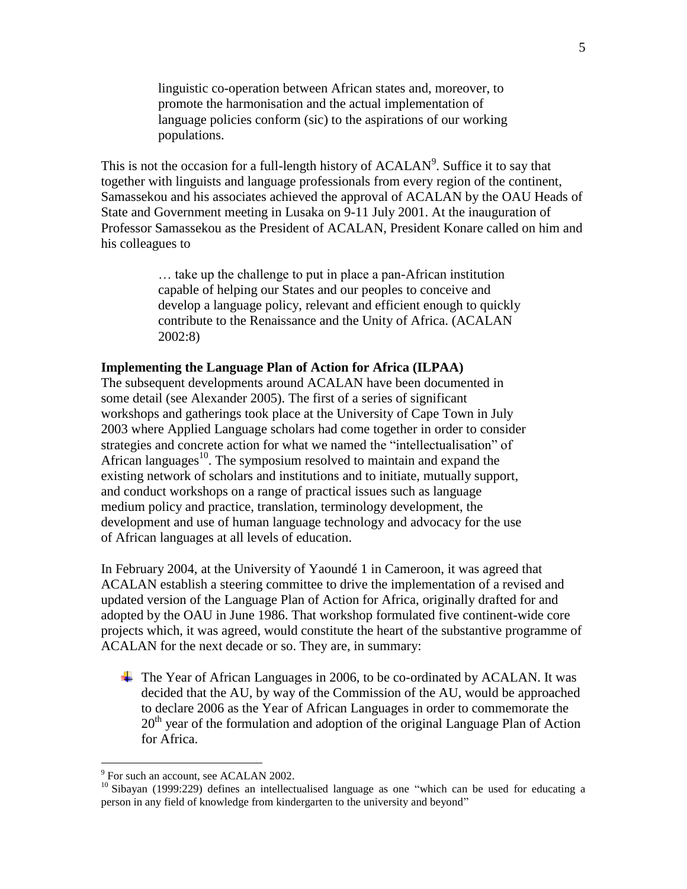> linguistic co-operation between African states and, moreover, to promote the harmonisation and the actual implementation of language policies conform (sic) to the aspirations of our working populations.

This is not the occasion for a full-length history of ACALAN[9]. Suffice it to say that together with linguists and language professionals from every region of the continent, Samassekou and his associates achieved the approval of ACALAN by the OAU Heads of State and Government meeting in Lusaka on 9-11 July 2001. At the inauguration of Professor Samassekou as the President of ACALAN, President Konare called on him and his colleagues to

> … take up the challenge to put in place a pan-African institution capable of helping our States and our peoples to conceive and develop a language policy, relevant and efficient enough to quickly contribute to the Renaissance and the Unity of Africa. (ACALAN 2002:8)

**Implementing the Language Plan of Action for Africa (ILPAA)**

The subsequent developments around ACALAN have been documented in some detail (see Alexander 2005). The first of a series of significant workshops and gatherings took place at the University of Cape Town in July 2003 where Applied Language scholars had come together in order to consider strategies and concrete action for what we named the "intellectualisation" of African languages[10]. The symposium resolved to maintain and expand the existing network of scholars and institutions and to initiate, mutually support, and conduct workshops on a range of practical issues such as language medium policy and practice, translation, terminology development, the development and use of human language technology and advocacy for the use of African languages at all levels of education.

In February 2004, at the University of Yaoundé 1 in Cameroon, it was agreed that ACALAN establish a steering committee to drive the implementation of a revised and updated version of the Language Plan of Action for Africa, originally drafted for and adopted by the OAU in June 1986. That workshop formulated five continent-wide core projects which, it was agreed, would constitute the heart of the substantive programme of ACALAN for the next decade or so. They are, in summary:

- The Year of African Languages in 2006, to be co-ordinated by ACALAN. It was decided that the AU, by way of the Commission of the AU, would be approached to declare 2006 as the Year of African Languages in order to commemorate the 20th year of the formulation and adoption of the original Language Plan of Action for Africa.

---

[9] For such an account, see ACALAN 2002.

[10] Sibayan (1999:229) defines an intellectualised language as one "which can be used for educating a person in any field of knowledge from kindergarten to the university and beyond"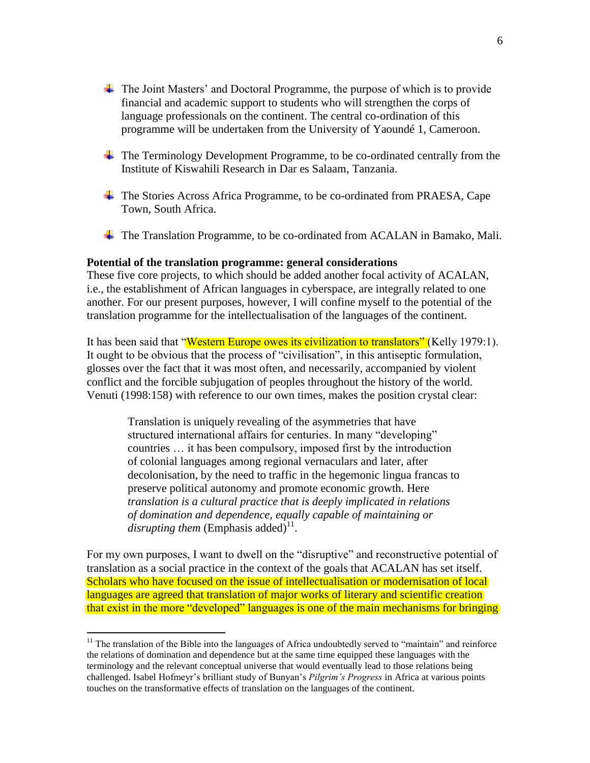- The Joint Masters' and Doctoral Programme, the purpose of which is to provide financial and academic support to students who will strengthen the corps of language professionals on the continent. The central co-ordination of this programme will be undertaken from the University of Yaoundé 1, Cameroon.

- The Terminology Development Programme, to be co-ordinated centrally from the Institute of Kiswahili Research in Dar es Salaam, Tanzania.

- The Stories Across Africa Programme, to be co-ordinated from PRAESA, Cape Town, South Africa.

- The Translation Programme, to be co-ordinated from ACALAN in Bamako, Mali.

**Potential of the translation programme: general considerations**

These five core projects, to which should be added another focal activity of ACALAN, i.e., the establishment of African languages in cyberspace, are integrally related to one another. For our present purposes, however, I will confine myself to the potential of the translation programme for the intellectualisation of the languages of the continent.

It has been said that "Western Europe owes its civilization to translators" (Kelly 1979:1). It ought to be obvious that the process of "civilisation", in this antiseptic formulation, glosses over the fact that it was most often, and necessarily, accompanied by violent conflict and the forcible subjugation of peoples throughout the history of the world. Venuti (1998:158) with reference to our own times, makes the position crystal clear:

> Translation is uniquely revealing of the asymmetries that have structured international affairs for centuries. In many "developing" countries … it has been compulsory, imposed first by the introduction of colonial languages among regional vernaculars and later, after decolonisation, by the need to traffic in the hegemonic lingua francas to preserve political autonomy and promote economic growth. Here *translation is a cultural practice that is deeply implicated in relations of domination and dependence, equally capable of maintaining or disrupting them* (Emphasis added)[11].

For my own purposes, I want to dwell on the "disruptive" and reconstructive potential of translation as a social practice in the context of the goals that ACALAN has set itself. Scholars who have focused on the issue of intellectualisation or modernisation of local languages are agreed that translation of major works of literary and scientific creation that exist in the more "developed" languages is one of the main mechanisms for bringing

---

[11] The translation of the Bible into the languages of Africa undoubtedly served to "maintain" and reinforce the relations of domination and dependence but at the same time equipped these languages with the terminology and the relevant conceptual universe that would eventually lead to those relations being challenged. Isabel Hofmeyr's brilliant study of Bunyan's *Pilgrim's Progress* in Africa at various points touches on the transformative effects of translation on the languages of the continent.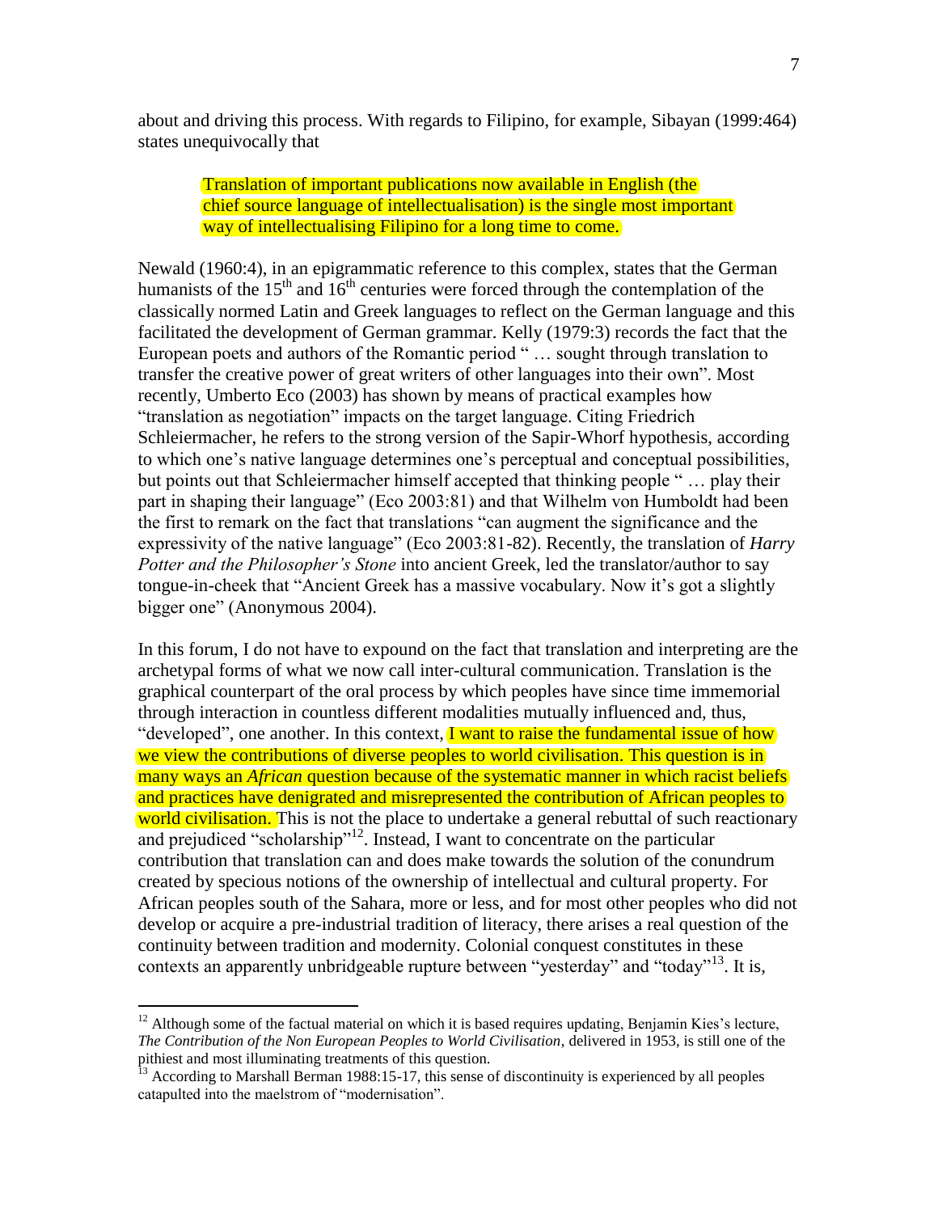about and driving this process. With regards to Filipino, for example, Sibayan (1999:464) states unequivocally that

> Translation of important publications now available in English (the chief source language of intellectualisation) is the single most important way of intellectualising Filipino for a long time to come.

Newald (1960:4), in an epigrammatic reference to this complex, states that the German humanists of the 15th and 16th centuries were forced through the contemplation of the classically normed Latin and Greek languages to reflect on the German language and this facilitated the development of German grammar. Kelly (1979:3) records the fact that the European poets and authors of the Romantic period " … sought through translation to transfer the creative power of great writers of other languages into their own". Most recently, Umberto Eco (2003) has shown by means of practical examples how "translation as negotiation" impacts on the target language. Citing Friedrich Schleiermacher, he refers to the strong version of the Sapir-Whorf hypothesis, according to which one's native language determines one's perceptual and conceptual possibilities, but points out that Schleiermacher himself accepted that thinking people " … play their part in shaping their language" (Eco 2003:81) and that Wilhelm von Humboldt had been the first to remark on the fact that translations "can augment the significance and the expressivity of the native language" (Eco 2003:81-82). Recently, the translation of *Harry Potter and the Philosopher's Stone* into ancient Greek, led the translator/author to say tongue-in-cheek that "Ancient Greek has a massive vocabulary. Now it's got a slightly bigger one" (Anonymous 2004).

In this forum, I do not have to expound on the fact that translation and interpreting are the archetypal forms of what we now call inter-cultural communication. Translation is the graphical counterpart of the oral process by which peoples have since time immemorial through interaction in countless different modalities mutually influenced and, thus, "developed", one another. In this context, I want to raise the fundamental issue of how we view the contributions of diverse peoples to world civilisation. This question is in many ways an *African* question because of the systematic manner in which racist beliefs and practices have denigrated and misrepresented the contribution of African peoples to world civilisation. This is not the place to undertake a general rebuttal of such reactionary and prejudiced "scholarship"[12]. Instead, I want to concentrate on the particular contribution that translation can and does make towards the solution of the conundrum created by specious notions of the ownership of intellectual and cultural property. For African peoples south of the Sahara, more or less, and for most other peoples who did not develop or acquire a pre-industrial tradition of literacy, there arises a real question of the continuity between tradition and modernity. Colonial conquest constitutes in these contexts an apparently unbridgeable rupture between "yesterday" and "today"[13]. It is,

---

[12] Although some of the factual material on which it is based requires updating, Benjamin Kies's lecture, *The Contribution of the Non European Peoples to World Civilisation*, delivered in 1953, is still one of the pithiest and most illuminating treatments of this question.

[13] According to Marshall Berman 1988:15-17, this sense of discontinuity is experienced by all peoples catapulted into the maelstrom of "modernisation".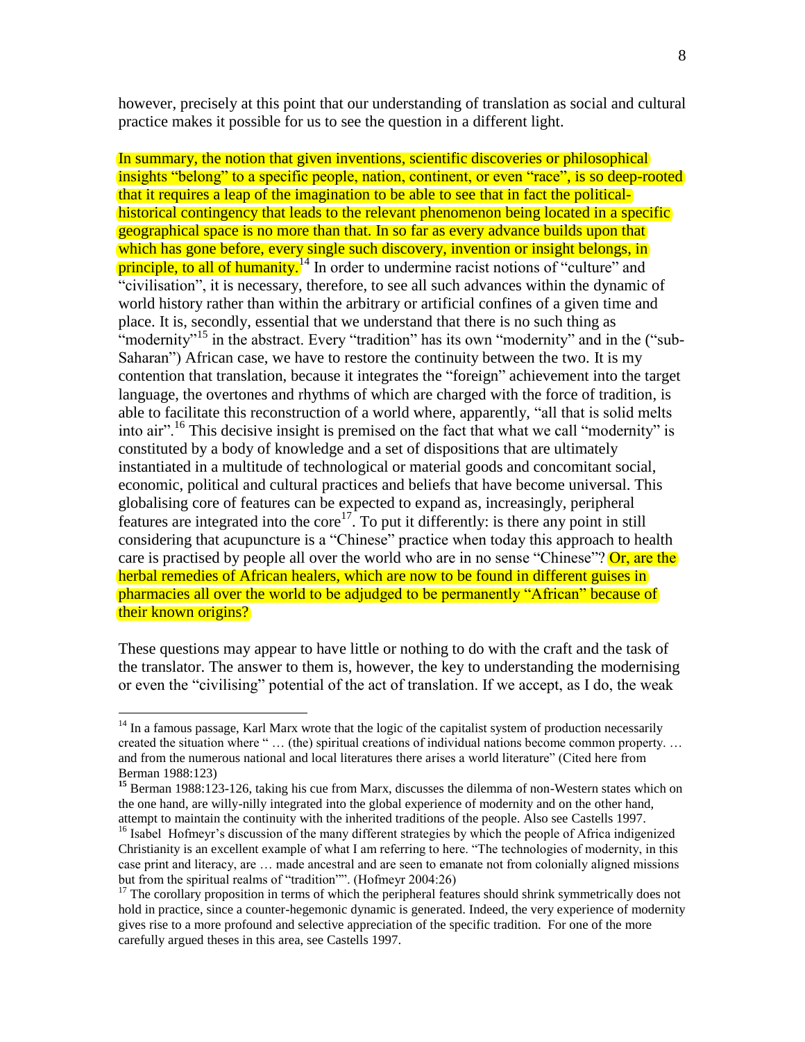however, precisely at this point that our understanding of translation as social and cultural practice makes it possible for us to see the question in a different light.

In summary, the notion that given inventions, scientific discoveries or philosophical insights "belong" to a specific people, nation, continent, or even "race", is so deep-rooted that it requires a leap of the imagination to be able to see that in fact the political-historical contingency that leads to the relevant phenomenon being located in a specific geographical space is no more than that. In so far as every advance builds upon that which has gone before, every single such discovery, invention or insight belongs, in principle, to all of humanity.[14] In order to undermine racist notions of "culture" and "civilisation", it is necessary, therefore, to see all such advances within the dynamic of world history rather than within the arbitrary or artificial confines of a given time and place. It is, secondly, essential that we understand that there is no such thing as "modernity"[15] in the abstract. Every "tradition" has its own "modernity" and in the ("sub-Saharan") African case, we have to restore the continuity between the two. It is my contention that translation, because it integrates the "foreign" achievement into the target language, the overtones and rhythms of which are charged with the force of tradition, is able to facilitate this reconstruction of a world where, apparently, "all that is solid melts into air".[16] This decisive insight is premised on the fact that what we call "modernity" is constituted by a body of knowledge and a set of dispositions that are ultimately instantiated in a multitude of technological or material goods and concomitant social, economic, political and cultural practices and beliefs that have become universal. This globalising core of features can be expected to expand as, increasingly, peripheral features are integrated into the core[17]. To put it differently: is there any point in still considering that acupuncture is a "Chinese" practice when today this approach to health care is practised by people all over the world who are in no sense "Chinese"? Or, are the herbal remedies of African healers, which are now to be found in different guises in pharmacies all over the world to be adjudged to be permanently "African" because of their known origins?

These questions may appear to have little or nothing to do with the craft and the task of the translator. The answer to them is, however, the key to understanding the modernising or even the "civilising" potential of the act of translation. If we accept, as I do, the weak

---

[14] In a famous passage, Karl Marx wrote that the logic of the capitalist system of production necessarily created the situation where " … (the) spiritual creations of individual nations become common property. … and from the numerous national and local literatures there arises a world literature" (Cited here from Berman 1988:123)

[15] Berman 1988:123-126, taking his cue from Marx, discusses the dilemma of non-Western states which on the one hand, are willy-nilly integrated into the global experience of modernity and on the other hand, attempt to maintain the continuity with the inherited traditions of the people. Also see Castells 1997.

[16] Isabel Hofmeyr's discussion of the many different strategies by which the people of Africa indigenized Christianity is an excellent example of what I am referring to here. "The technologies of modernity, in this case print and literacy, are … made ancestral and are seen to emanate not from colonially aligned missions but from the spiritual realms of "tradition"". (Hofmeyr 2004:26)

[17] The corollary proposition in terms of which the peripheral features should shrink symmetrically does not hold in practice, since a counter-hegemonic dynamic is generated. Indeed, the very experience of modernity gives rise to a more profound and selective appreciation of the specific tradition. For one of the more carefully argued theses in this area, see Castells 1997.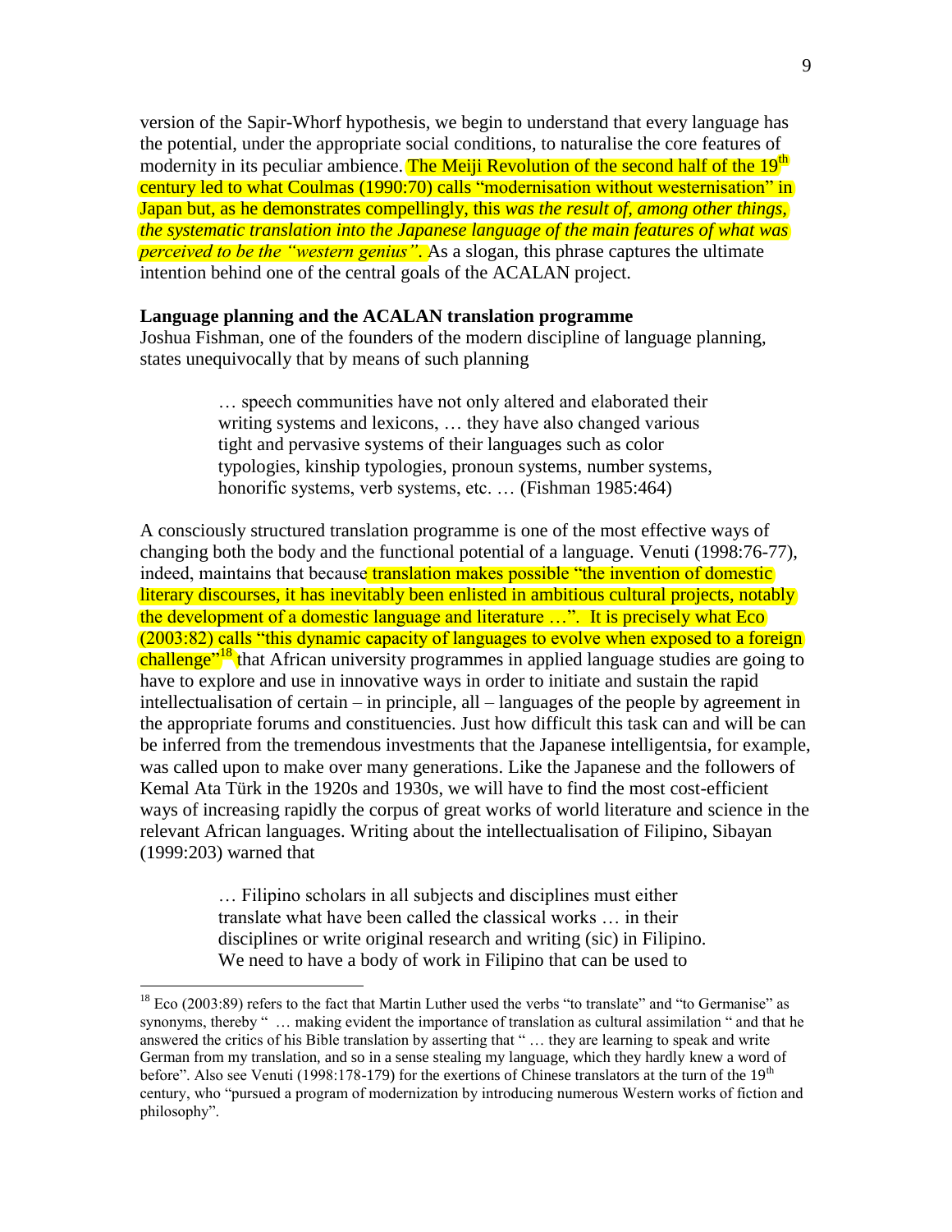version of the Sapir-Whorf hypothesis, we begin to understand that every language has the potential, under the appropriate social conditions, to naturalise the core features of modernity in its peculiar ambience. The Meiji Revolution of the second half of the 19th century led to what Coulmas (1990:70) calls "modernisation without westernisation" in Japan but, as he demonstrates compellingly, this *was the result of, among other things, the systematic translation into the Japanese language of the main features of what was perceived to be the "western genius"*. As a slogan, this phrase captures the ultimate intention behind one of the central goals of the ACALAN project.

**Language planning and the ACALAN translation programme**

Joshua Fishman, one of the founders of the modern discipline of language planning, states unequivocally that by means of such planning

> … speech communities have not only altered and elaborated their writing systems and lexicons, … they have also changed various tight and pervasive systems of their languages such as color typologies, kinship typologies, pronoun systems, number systems, honorific systems, verb systems, etc. … (Fishman 1985:464)

A consciously structured translation programme is one of the most effective ways of changing both the body and the functional potential of a language. Venuti (1998:76-77), indeed, maintains that because translation makes possible "the invention of domestic literary discourses, it has inevitably been enlisted in ambitious cultural projects, notably the development of a domestic language and literature …". It is precisely what Eco (2003:82) calls "this dynamic capacity of languages to evolve when exposed to a foreign challenge"[18] that African university programmes in applied language studies are going to have to explore and use in innovative ways in order to initiate and sustain the rapid intellectualisation of certain – in principle, all – languages of the people by agreement in the appropriate forums and constituencies. Just how difficult this task can and will be can be inferred from the tremendous investments that the Japanese intelligentsia, for example, was called upon to make over many generations. Like the Japanese and the followers of Kemal Ata Türk in the 1920s and 1930s, we will have to find the most cost-efficient ways of increasing rapidly the corpus of great works of world literature and science in the relevant African languages. Writing about the intellectualisation of Filipino, Sibayan (1999:203) warned that

> … Filipino scholars in all subjects and disciplines must either translate what have been called the classical works … in their disciplines or write original research and writing (sic) in Filipino. We need to have a body of work in Filipino that can be used to

[18] Eco (2003:89) refers to the fact that Martin Luther used the verbs "to translate" and "to Germanise" as synonyms, thereby " … making evident the importance of translation as cultural assimilation " and that he answered the critics of his Bible translation by asserting that " … they are learning to speak and write German from my translation, and so in a sense stealing my language, which they hardly knew a word of before". Also see Venuti (1998:178-179) for the exertions of Chinese translators at the turn of the 19th century, who "pursued a program of modernization by introducing numerous Western works of fiction and philosophy".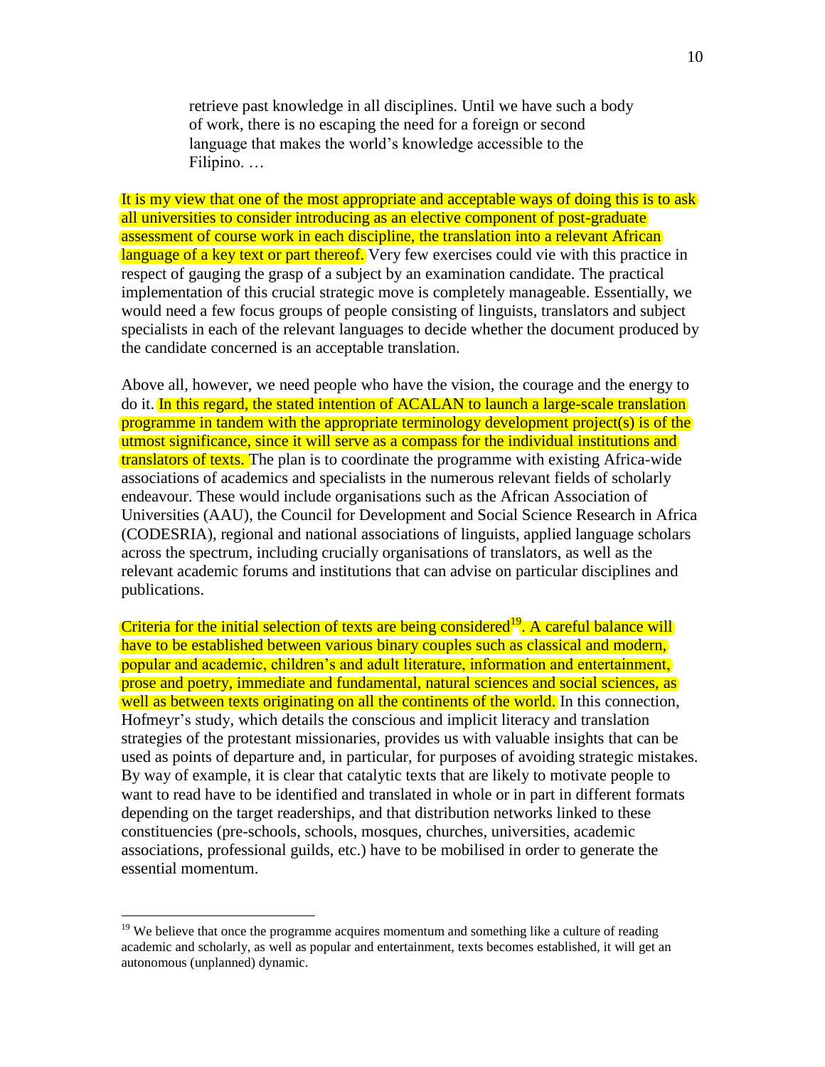> retrieve past knowledge in all disciplines. Until we have such a body of work, there is no escaping the need for a foreign or second language that makes the world's knowledge accessible to the Filipino. …

It is my view that one of the most appropriate and acceptable ways of doing this is to ask all universities to consider introducing as an elective component of post-graduate assessment of course work in each discipline, the translation into a relevant African language of a key text or part thereof. Very few exercises could vie with this practice in respect of gauging the grasp of a subject by an examination candidate. The practical implementation of this crucial strategic move is completely manageable. Essentially, we would need a few focus groups of people consisting of linguists, translators and subject specialists in each of the relevant languages to decide whether the document produced by the candidate concerned is an acceptable translation.

Above all, however, we need people who have the vision, the courage and the energy to do it. In this regard, the stated intention of ACALAN to launch a large-scale translation programme in tandem with the appropriate terminology development project(s) is of the utmost significance, since it will serve as a compass for the individual institutions and translators of texts. The plan is to coordinate the programme with existing Africa-wide associations of academics and specialists in the numerous relevant fields of scholarly endeavour. These would include organisations such as the African Association of Universities (AAU), the Council for Development and Social Science Research in Africa (CODESRIA), regional and national associations of linguists, applied language scholars across the spectrum, including crucially organisations of translators, as well as the relevant academic forums and institutions that can advise on particular disciplines and publications.

Criteria for the initial selection of texts are being considered[19]. A careful balance will have to be established between various binary couples such as classical and modern, popular and academic, children's and adult literature, information and entertainment, prose and poetry, immediate and fundamental, natural sciences and social sciences, as well as between texts originating on all the continents of the world. In this connection, Hofmeyr's study, which details the conscious and implicit literacy and translation strategies of the protestant missionaries, provides us with valuable insights that can be used as points of departure and, in particular, for purposes of avoiding strategic mistakes. By way of example, it is clear that catalytic texts that are likely to motivate people to want to read have to be identified and translated in whole or in part in different formats depending on the target readerships, and that distribution networks linked to these constituencies (pre-schools, schools, mosques, churches, universities, academic associations, professional guilds, etc.) have to be mobilised in order to generate the essential momentum.

---

[19] We believe that once the programme acquires momentum and something like a culture of reading academic and scholarly, as well as popular and entertainment, texts becomes established, it will get an autonomous (unplanned) dynamic.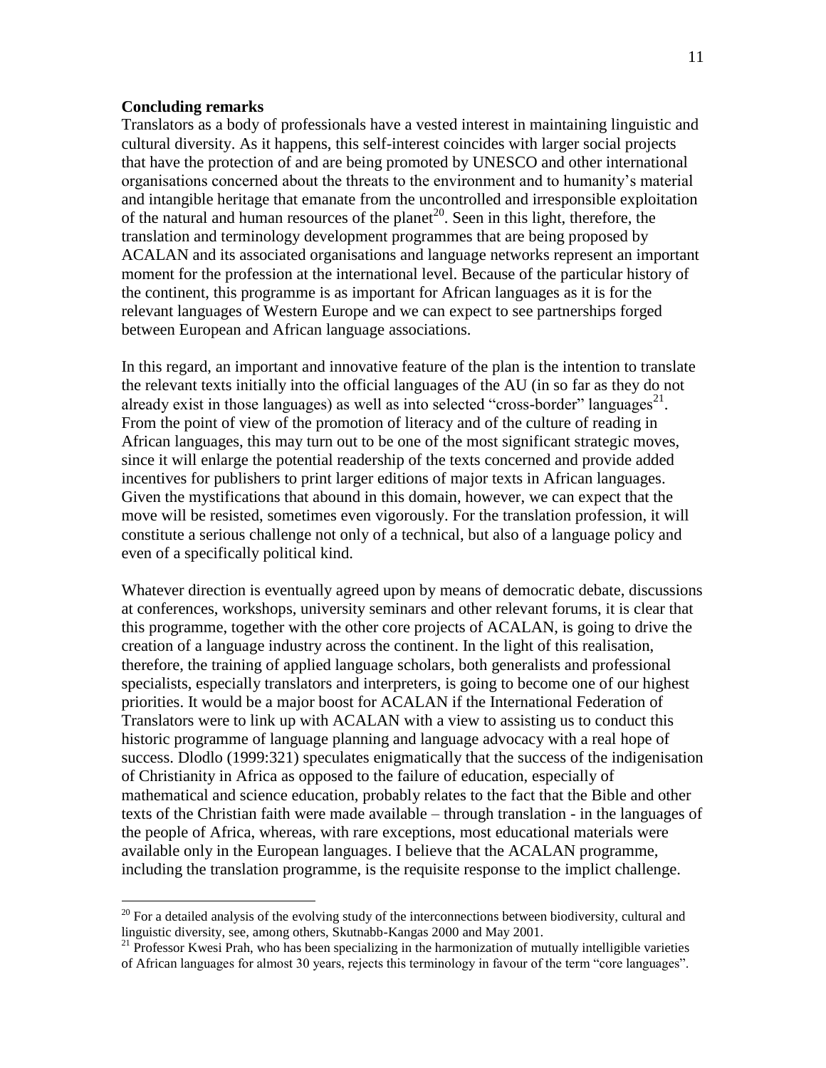**Concluding remarks**

Translators as a body of professionals have a vested interest in maintaining linguistic and cultural diversity. As it happens, this self-interest coincides with larger social projects that have the protection of and are being promoted by UNESCO and other international organisations concerned about the threats to the environment and to humanity's material and intangible heritage that emanate from the uncontrolled and irresponsible exploitation of the natural and human resources of the planet[20]. Seen in this light, therefore, the translation and terminology development programmes that are being proposed by ACALAN and its associated organisations and language networks represent an important moment for the profession at the international level. Because of the particular history of the continent, this programme is as important for African languages as it is for the relevant languages of Western Europe and we can expect to see partnerships forged between European and African language associations.

In this regard, an important and innovative feature of the plan is the intention to translate the relevant texts initially into the official languages of the AU (in so far as they do not already exist in those languages) as well as into selected "cross-border" languages[21]. From the point of view of the promotion of literacy and of the culture of reading in African languages, this may turn out to be one of the most significant strategic moves, since it will enlarge the potential readership of the texts concerned and provide added incentives for publishers to print larger editions of major texts in African languages. Given the mystifications that abound in this domain, however, we can expect that the move will be resisted, sometimes even vigorously. For the translation profession, it will constitute a serious challenge not only of a technical, but also of a language policy and even of a specifically political kind.

Whatever direction is eventually agreed upon by means of democratic debate, discussions at conferences, workshops, university seminars and other relevant forums, it is clear that this programme, together with the other core projects of ACALAN, is going to drive the creation of a language industry across the continent. In the light of this realisation, therefore, the training of applied language scholars, both generalists and professional specialists, especially translators and interpreters, is going to become one of our highest priorities. It would be a major boost for ACALAN if the International Federation of Translators were to link up with ACALAN with a view to assisting us to conduct this historic programme of language planning and language advocacy with a real hope of success. Dlodlo (1999:321) speculates enigmatically that the success of the indigenisation of Christianity in Africa as opposed to the failure of education, especially of mathematical and science education, probably relates to the fact that the Bible and other texts of the Christian faith were made available – through translation - in the languages of the people of Africa, whereas, with rare exceptions, most educational materials were available only in the European languages. I believe that the ACALAN programme, including the translation programme, is the requisite response to the implict challenge.

---

[20] For a detailed analysis of the evolving study of the interconnections between biodiversity, cultural and linguistic diversity, see, among others, Skutnabb-Kangas 2000 and May 2001.

[21] Professor Kwesi Prah, who has been specializing in the harmonization of mutually intelligible varieties of African languages for almost 30 years, rejects this terminology in favour of the term "core languages".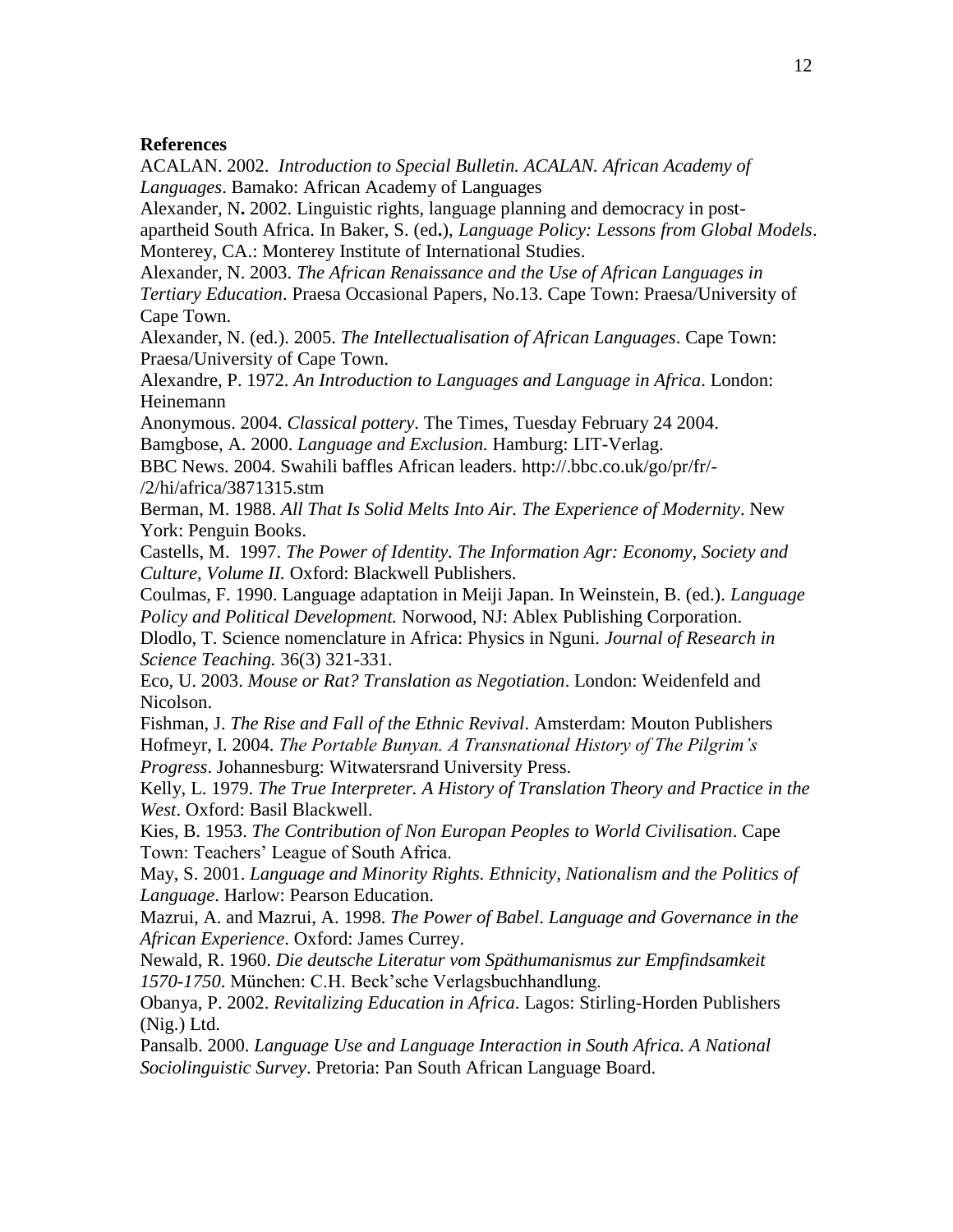**References**

ACALAN. 2002. *Introduction to Special Bulletin. ACALAN. African Academy of Languages*. Bamako: African Academy of Languages

Alexander, N**.** 2002. Linguistic rights, language planning and democracy in post-apartheid South Africa. In Baker, S. (ed**.**), *Language Policy: Lessons from Global Models*. Monterey, CA.: Monterey Institute of International Studies.

Alexander, N. 2003. *The African Renaissance and the Use of African Languages in Tertiary Education*. Praesa Occasional Papers, No.13. Cape Town: Praesa/University of Cape Town.

Alexander, N. (ed.). 2005. *The Intellectualisation of African Languages*. Cape Town: Praesa/University of Cape Town.

Alexandre, P. 1972. *An Introduction to Languages and Language in Africa*. London: Heinemann

Anonymous. 2004. *Classical pottery*. The Times, Tuesday February 24 2004.

Bamgbose, A. 2000. *Language and Exclusion.* Hamburg: LIT-Verlag.

BBC News. 2004. Swahili baffles African leaders. http://.bbc.co.uk/go/pr/fr/-/2/hi/africa/3871315.stm

Berman, M. 1988. *All That Is Solid Melts Into Air. The Experience of Modernity*. New York: Penguin Books.

Castells, M. 1997. *The Power of Identity. The Information Agr: Economy, Society and Culture, Volume II.* Oxford: Blackwell Publishers.

Coulmas, F. 1990. Language adaptation in Meiji Japan. In Weinstein, B. (ed.). *Language Policy and Political Development.* Norwood, NJ: Ablex Publishing Corporation.

Dlodlo, T. Science nomenclature in Africa: Physics in Nguni. *Journal of Research in Science Teaching.* 36(3) 321-331.

Eco, U. 2003. *Mouse or Rat? Translation as Negotiation*. London: Weidenfeld and Nicolson.

Fishman, J. *The Rise and Fall of the Ethnic Revival*. Amsterdam: Mouton Publishers

Hofmeyr, I. 2004. *The Portable Bunyan. A Transnational History of The Pilgrim's Progress*. Johannesburg: Witwatersrand University Press.

Kelly, L. 1979. *The True Interpreter. A History of Translation Theory and Practice in the West*. Oxford: Basil Blackwell.

Kies, B. 1953. *The Contribution of Non Europan Peoples to World Civilisation*. Cape Town: Teachers' League of South Africa.

May, S. 2001. *Language and Minority Rights. Ethnicity, Nationalism and the Politics of Language*. Harlow: Pearson Education.

Mazrui, A. and Mazrui, A. 1998. *The Power of Babel*. *Language and Governance in the African Experience*. Oxford: James Currey.

Newald, R. 1960. *Die deutsche Literatur vom Späthumanismus zur Empfindsamkeit 1570-1750*. München: C.H. Beck'sche Verlagsbuchhandlung.

Obanya, P. 2002. *Revitalizing Education in Africa*. Lagos: Stirling-Horden Publishers (Nig.) Ltd.

Pansalb. 2000. *Language Use and Language Interaction in South Africa. A National Sociolinguistic Survey*. Pretoria: Pan South African Language Board.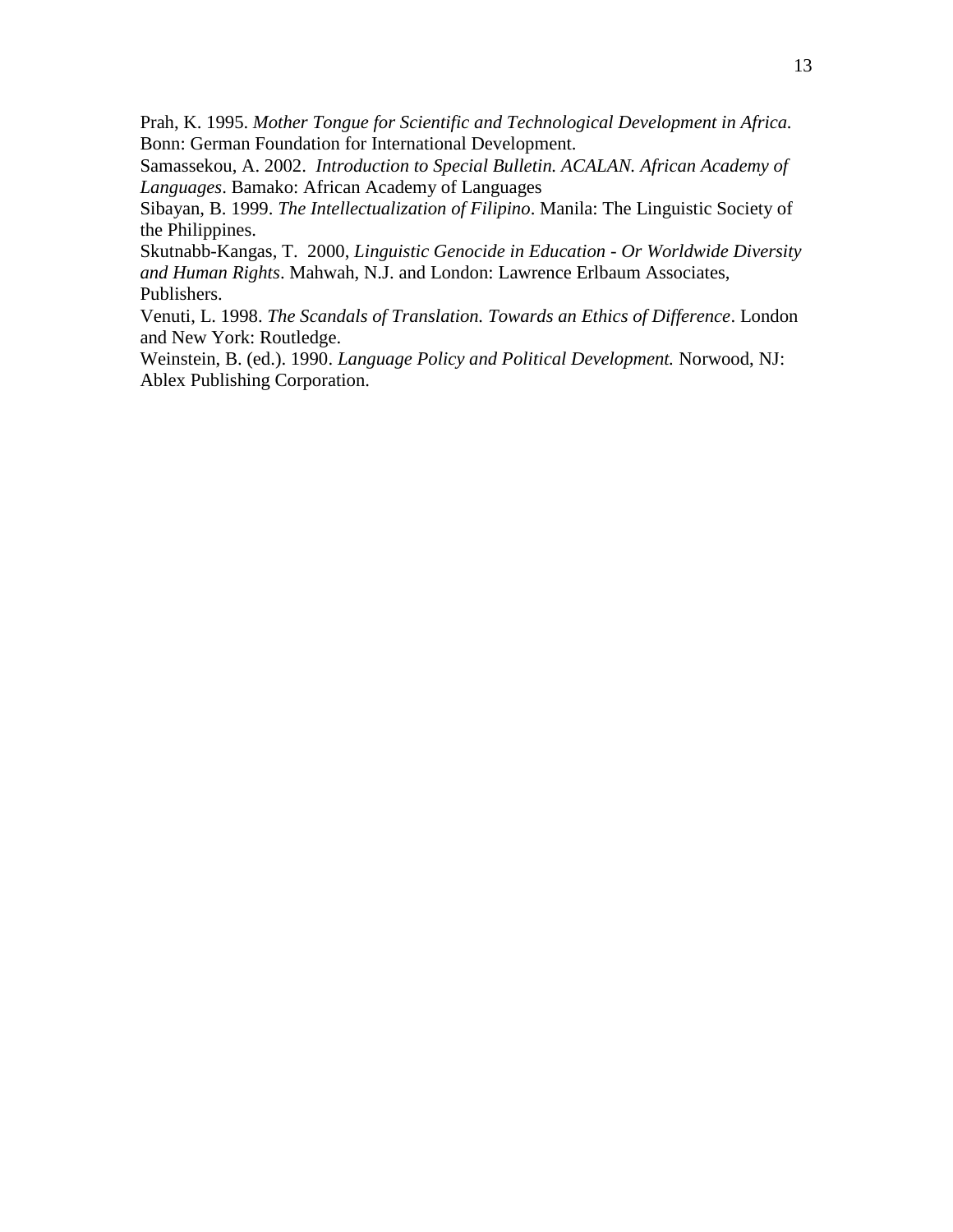Prah, K. 1995. *Mother Tongue for Scientific and Technological Development in Africa.* Bonn: German Foundation for International Development.

Samassekou, A. 2002. *Introduction to Special Bulletin. ACALAN. African Academy of Languages*. Bamako: African Academy of Languages

Sibayan, B. 1999. *The Intellectualization of Filipino*. Manila: The Linguistic Society of the Philippines.

Skutnabb-Kangas, T. 2000, *Linguistic Genocide in Education - Or Worldwide Diversity and Human Rights*. Mahwah, N.J. and London: Lawrence Erlbaum Associates, Publishers.

Venuti, L. 1998. *The Scandals of Translation. Towards an Ethics of Difference*. London and New York: Routledge.

Weinstein, B. (ed.). 1990. *Language Policy and Political Development.* Norwood, NJ: Ablex Publishing Corporation.